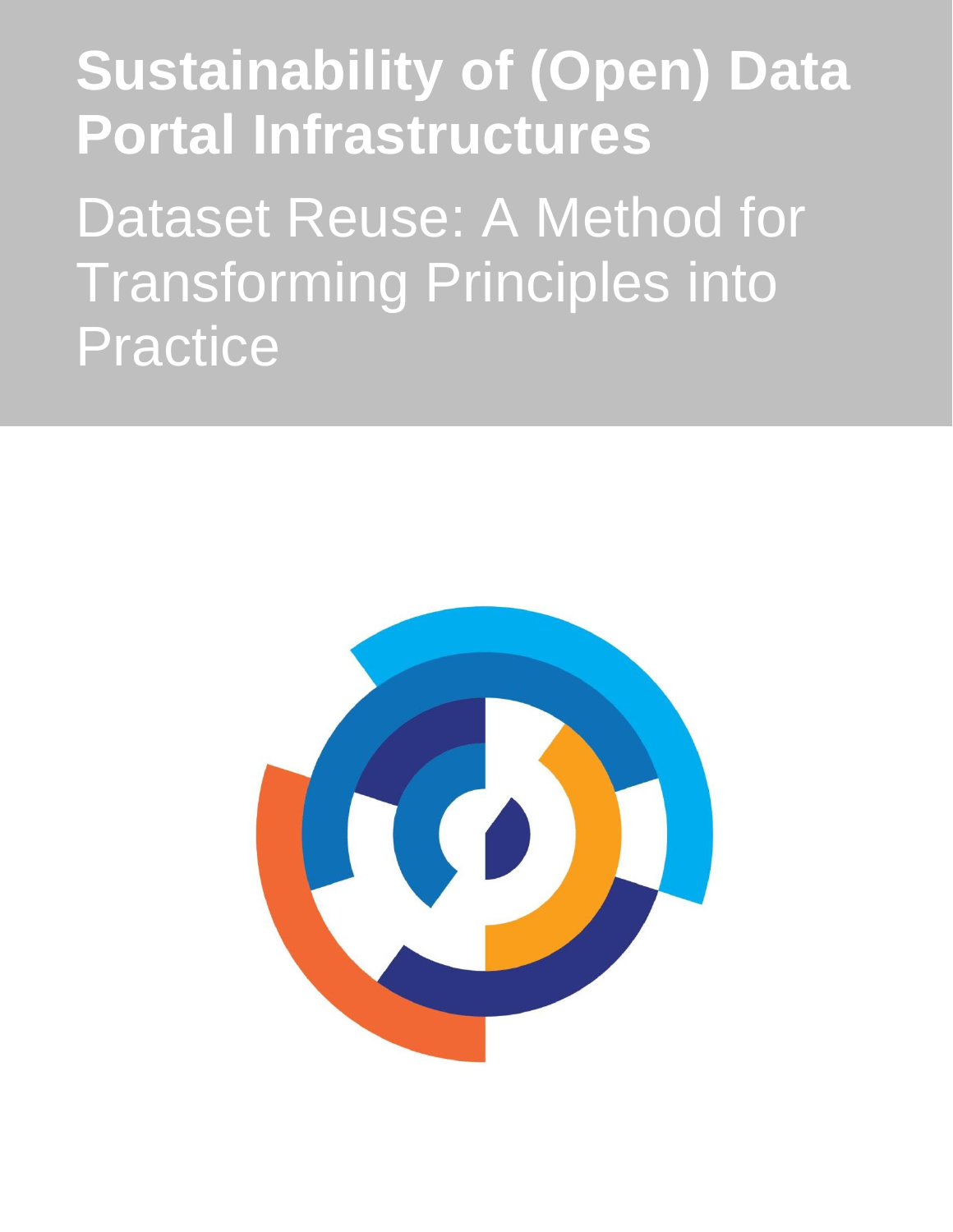# Sustainability of (Open) Data Portal Infrastructures

## Dataset Reuse: A Method for Transforming Principles into Practice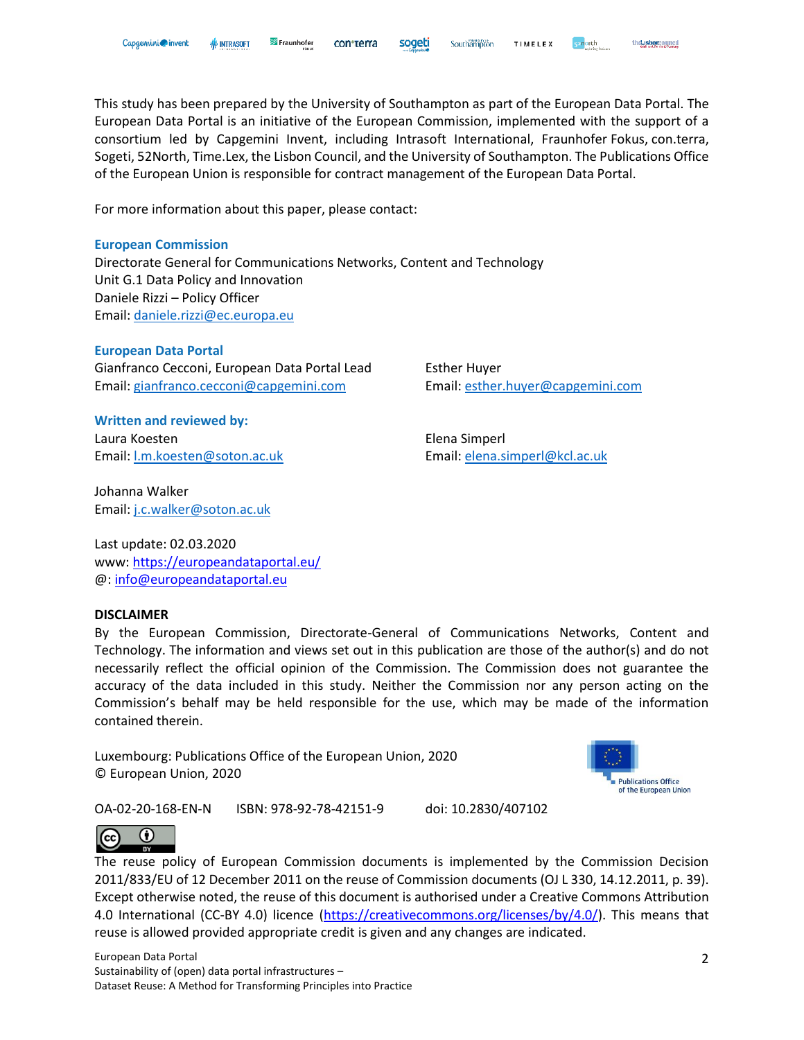This study has been prepared by the University of Southampton as part of the European Data Portal. The European Data Portal is an initiative of the European Commission, implemented with the support of a consortium led by Capgemini Invent, including Intrasoft International, Fraunhofer Fokus, con.terra, Sogeti, 52North, Time.Lex, the Lisbon Council, and the University of Southampton. The Publications Office of the European Union is responsible for contract management of the European Data Portal.

For more information about this paper, please contact:

**European Commission**
Directorate General for Communications Networks, Content and Technology
Unit G.1 Data Policy and Innovation
Daniele Rizzi – Policy Officer
Email: daniele.rizzi@ec.europa.eu

**European Data Portal**
Gianfranco Cecconi, European Data Portal Lead
Email: gianfranco.cecconi@capgemini.com

Esther Huyer
Email: esther.huyer@capgemini.com

**Written and reviewed by:**
Laura Koesten
Email: l.m.koesten@soton.ac.uk

Elena Simperl
Email: elena.simperl@kcl.ac.uk

Johanna Walker
Email: j.c.walker@soton.ac.uk

Last update: 02.03.2020
www: https://europeandataportal.eu/
@: info@europeandataportal.eu

**DISCLAIMER**
By the European Commission, Directorate-General of Communications Networks, Content and Technology. The information and views set out in this publication are those of the author(s) and do not necessarily reflect the official opinion of the Commission. The Commission does not guarantee the accuracy of the data included in this study. Neither the Commission nor any person acting on the Commission's behalf may be held responsible for the use, which may be made of the information contained therein.

Luxembourg: Publications Office of the European Union, 2020
© European Union, 2020

OA-02-20-168-EN-N    ISBN: 978-92-78-42151-9    doi: 10.2830/407102

The reuse policy of European Commission documents is implemented by the Commission Decision 2011/833/EU of 12 December 2011 on the reuse of Commission documents (OJ L 330, 14.12.2011, p. 39). Except otherwise noted, the reuse of this document is authorised under a Creative Commons Attribution 4.0 International (CC-BY 4.0) licence (https://creativecommons.org/licenses/by/4.0/). This means that reuse is allowed provided appropriate credit is given and any changes are indicated.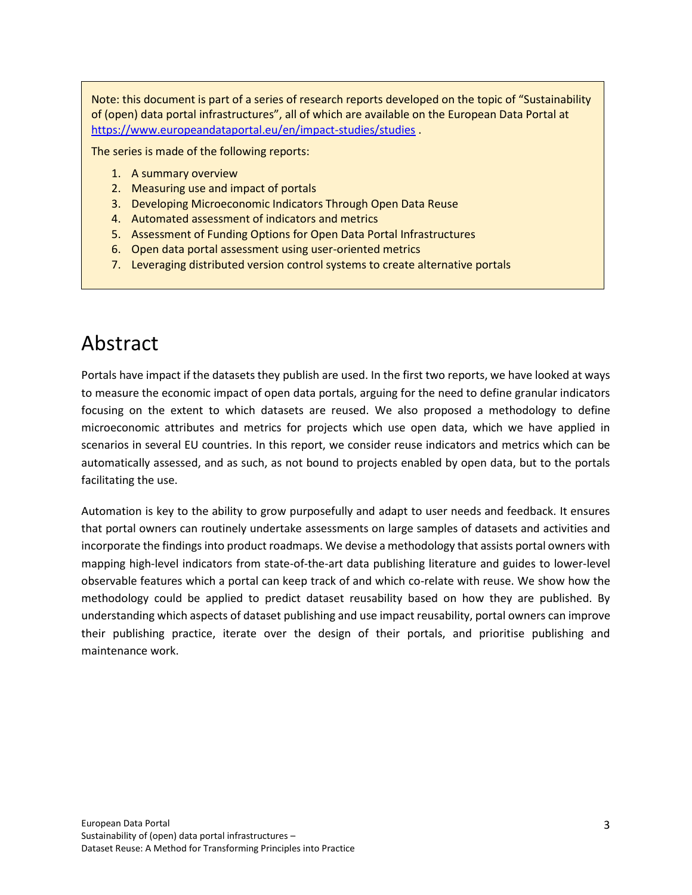Note: this document is part of a series of research reports developed on the topic of "Sustainability of (open) data portal infrastructures", all of which are available on the European Data Portal at https://www.europeandataportal.eu/en/impact-studies/studies .

The series is made of the following reports:

1. A summary overview
2. Measuring use and impact of portals
3. Developing Microeconomic Indicators Through Open Data Reuse
4. Automated assessment of indicators and metrics
5. Assessment of Funding Options for Open Data Portal Infrastructures
6. Open data portal assessment using user-oriented metrics
7. Leveraging distributed version control systems to create alternative portals

# Abstract

Portals have impact if the datasets they publish are used. In the first two reports, we have looked at ways to measure the economic impact of open data portals, arguing for the need to define granular indicators focusing on the extent to which datasets are reused. We also proposed a methodology to define microeconomic attributes and metrics for projects which use open data, which we have applied in scenarios in several EU countries. In this report, we consider reuse indicators and metrics which can be automatically assessed, and as such, as not bound to projects enabled by open data, but to the portals facilitating the use.

Automation is key to the ability to grow purposefully and adapt to user needs and feedback. It ensures that portal owners can routinely undertake assessments on large samples of datasets and activities and incorporate the findings into product roadmaps. We devise a methodology that assists portal owners with mapping high-level indicators from state-of-the-art data publishing literature and guides to lower-level observable features which a portal can keep track of and which co-relate with reuse. We show how the methodology could be applied to predict dataset reusability based on how they are published. By understanding which aspects of dataset publishing and use impact reusability, portal owners can improve their publishing practice, iterate over the design of their portals, and prioritise publishing and maintenance work.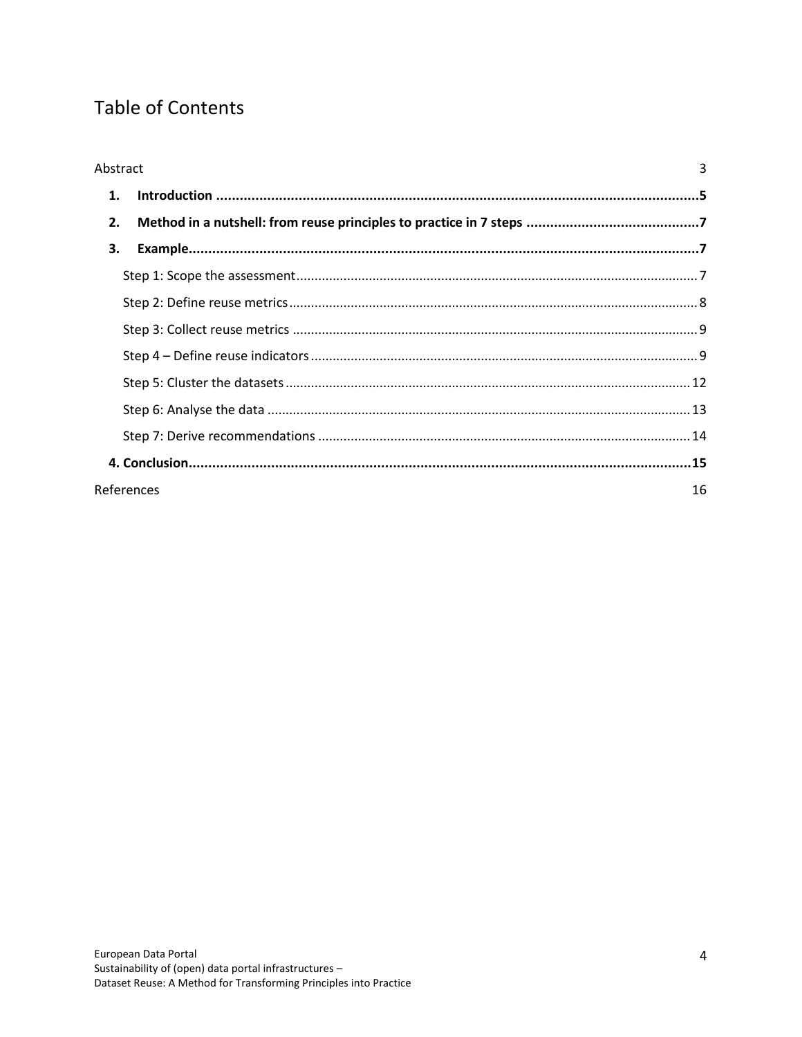# Table of Contents

Abstract 3

**1. Introduction .......... 5**

**2. Method in a nutshell: from reuse principles to practice in 7 steps .......... 7**

**3. Example .......... 7**

Step 1: Scope the assessment .......... 7

Step 2: Define reuse metrics .......... 8

Step 3: Collect reuse metrics .......... 9

Step 4 – Define reuse indicators .......... 9

Step 5: Cluster the datasets .......... 12

Step 6: Analyse the data .......... 13

Step 7: Derive recommendations .......... 14

**4. Conclusion .......... 15**

References 16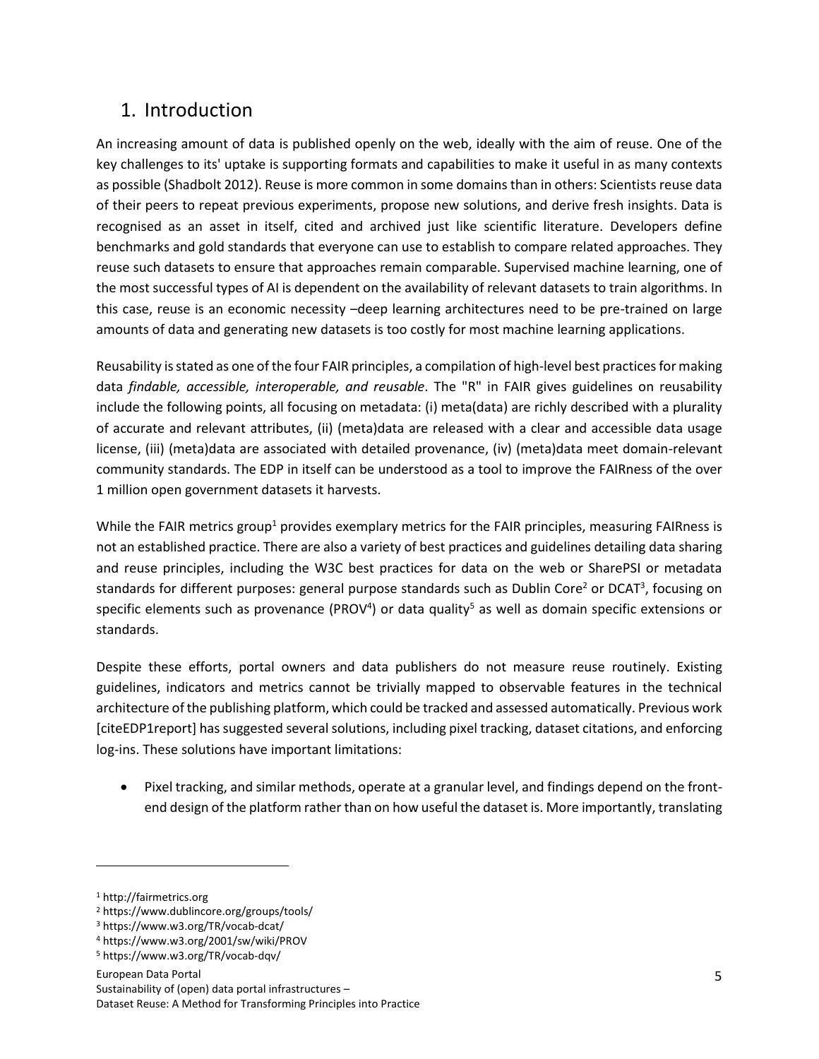# 1. Introduction

An increasing amount of data is published openly on the web, ideally with the aim of reuse. One of the key challenges to its' uptake is supporting formats and capabilities to make it useful in as many contexts as possible (Shadbolt 2012). Reuse is more common in some domains than in others: Scientists reuse data of their peers to repeat previous experiments, propose new solutions, and derive fresh insights. Data is recognised as an asset in itself, cited and archived just like scientific literature. Developers define benchmarks and gold standards that everyone can use to establish to compare related approaches. They reuse such datasets to ensure that approaches remain comparable. Supervised machine learning, one of the most successful types of AI is dependent on the availability of relevant datasets to train algorithms. In this case, reuse is an economic necessity –deep learning architectures need to be pre-trained on large amounts of data and generating new datasets is too costly for most machine learning applications.

Reusability is stated as one of the four FAIR principles, a compilation of high-level best practices for making data *findable, accessible, interoperable, and reusable*. The "R" in FAIR gives guidelines on reusability include the following points, all focusing on metadata: (i) meta(data) are richly described with a plurality of accurate and relevant attributes, (ii) (meta)data are released with a clear and accessible data usage license, (iii) (meta)data are associated with detailed provenance, (iv) (meta)data meet domain-relevant community standards. The EDP in itself can be understood as a tool to improve the FAIRness of the over 1 million open government datasets it harvests.

While the FAIR metrics group[1] provides exemplary metrics for the FAIR principles, measuring FAIRness is not an established practice. There are also a variety of best practices and guidelines detailing data sharing and reuse principles, including the W3C best practices for data on the web or SharePSI or metadata standards for different purposes: general purpose standards such as Dublin Core[2] or DCAT[3], focusing on specific elements such as provenance (PROV[4]) or data quality[5] as well as domain specific extensions or standards.

Despite these efforts, portal owners and data publishers do not measure reuse routinely. Existing guidelines, indicators and metrics cannot be trivially mapped to observable features in the technical architecture of the publishing platform, which could be tracked and assessed automatically. Previous work [citeEDP1report] has suggested several solutions, including pixel tracking, dataset citations, and enforcing log-ins. These solutions have important limitations:

- Pixel tracking, and similar methods, operate at a granular level, and findings depend on the front-end design of the platform rather than on how useful the dataset is. More importantly, translating

[1] http://fairmetrics.org
[2] https://www.dublincore.org/groups/tools/
[3] https://www.w3.org/TR/vocab-dcat/
[4] https://www.w3.org/2001/sw/wiki/PROV
[5] https://www.w3.org/TR/vocab-dqv/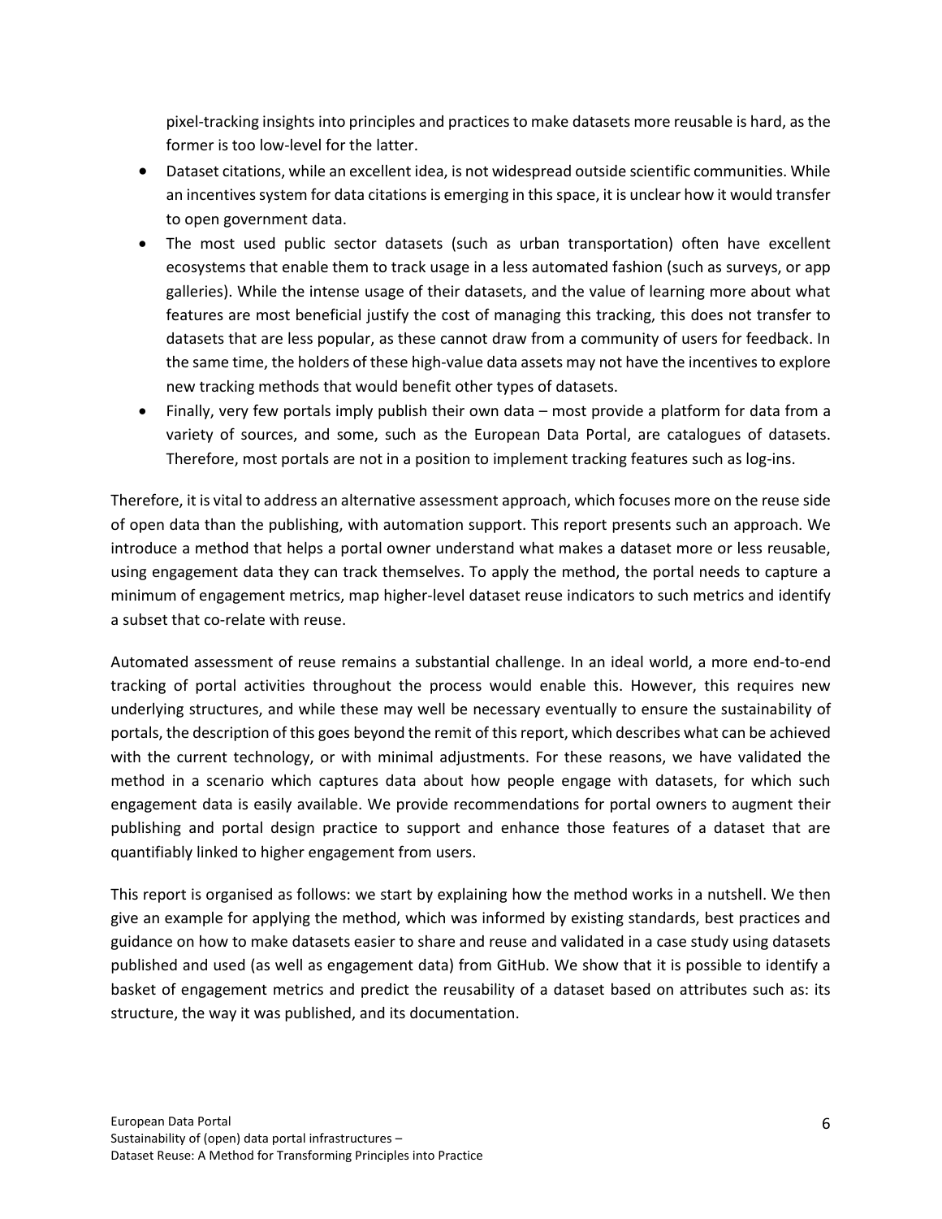pixel-tracking insights into principles and practices to make datasets more reusable is hard, as the former is too low-level for the latter.

- Dataset citations, while an excellent idea, is not widespread outside scientific communities. While an incentives system for data citations is emerging in this space, it is unclear how it would transfer to open government data.
- The most used public sector datasets (such as urban transportation) often have excellent ecosystems that enable them to track usage in a less automated fashion (such as surveys, or app galleries). While the intense usage of their datasets, and the value of learning more about what features are most beneficial justify the cost of managing this tracking, this does not transfer to datasets that are less popular, as these cannot draw from a community of users for feedback. In the same time, the holders of these high-value data assets may not have the incentives to explore new tracking methods that would benefit other types of datasets.
- Finally, very few portals imply publish their own data – most provide a platform for data from a variety of sources, and some, such as the European Data Portal, are catalogues of datasets. Therefore, most portals are not in a position to implement tracking features such as log-ins.

Therefore, it is vital to address an alternative assessment approach, which focuses more on the reuse side of open data than the publishing, with automation support. This report presents such an approach. We introduce a method that helps a portal owner understand what makes a dataset more or less reusable, using engagement data they can track themselves. To apply the method, the portal needs to capture a minimum of engagement metrics, map higher-level dataset reuse indicators to such metrics and identify a subset that co-relate with reuse.

Automated assessment of reuse remains a substantial challenge. In an ideal world, a more end-to-end tracking of portal activities throughout the process would enable this. However, this requires new underlying structures, and while these may well be necessary eventually to ensure the sustainability of portals, the description of this goes beyond the remit of this report, which describes what can be achieved with the current technology, or with minimal adjustments. For these reasons, we have validated the method in a scenario which captures data about how people engage with datasets, for which such engagement data is easily available. We provide recommendations for portal owners to augment their publishing and portal design practice to support and enhance those features of a dataset that are quantifiably linked to higher engagement from users.

This report is organised as follows: we start by explaining how the method works in a nutshell. We then give an example for applying the method, which was informed by existing standards, best practices and guidance on how to make datasets easier to share and reuse and validated in a case study using datasets published and used (as well as engagement data) from GitHub. We show that it is possible to identify a basket of engagement metrics and predict the reusability of a dataset based on attributes such as: its structure, the way it was published, and its documentation.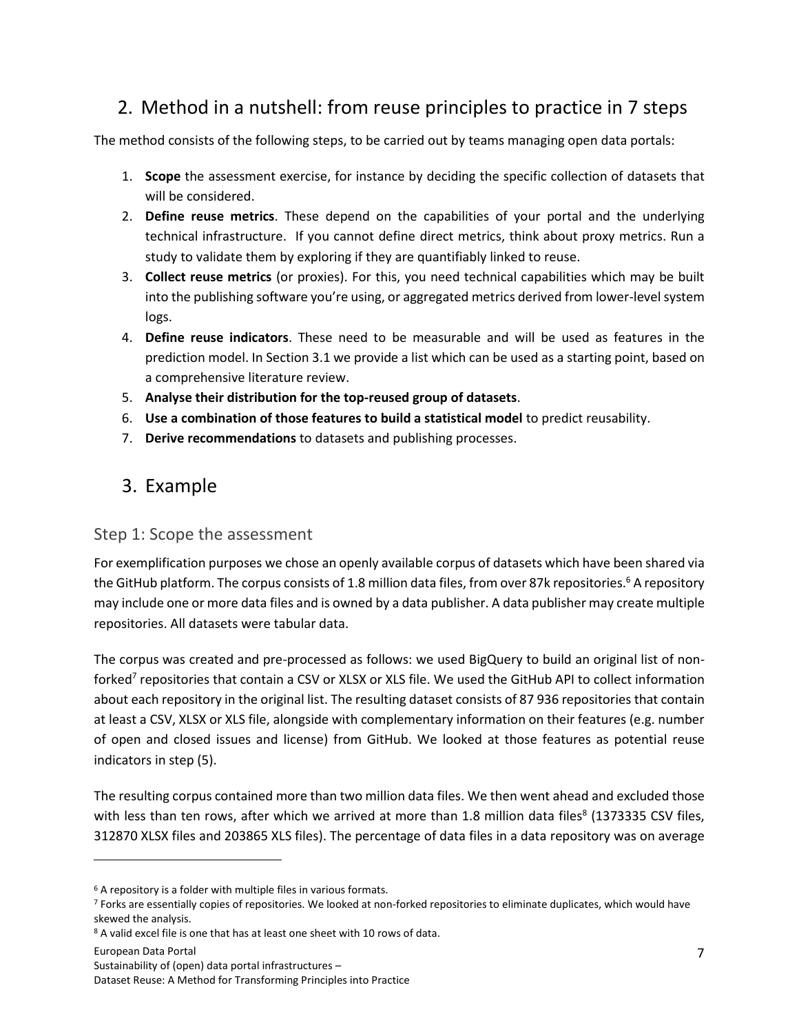## 2. Method in a nutshell: from reuse principles to practice in 7 steps

The method consists of the following steps, to be carried out by teams managing open data portals:

1. **Scope** the assessment exercise, for instance by deciding the specific collection of datasets that will be considered.
2. **Define reuse metrics**. These depend on the capabilities of your portal and the underlying technical infrastructure. If you cannot define direct metrics, think about proxy metrics. Run a study to validate them by exploring if they are quantifiably linked to reuse.
3. **Collect reuse metrics** (or proxies). For this, you need technical capabilities which may be built into the publishing software you're using, or aggregated metrics derived from lower-level system logs.
4. **Define reuse indicators**. These need to be measurable and will be used as features in the prediction model. In Section 3.1 we provide a list which can be used as a starting point, based on a comprehensive literature review.
5. **Analyse their distribution for the top-reused group of datasets**.
6. **Use a combination of those features to build a statistical model** to predict reusability.
7. **Derive recommendations** to datasets and publishing processes.

## 3. Example

### Step 1: Scope the assessment

For exemplification purposes we chose an openly available corpus of datasets which have been shared via the GitHub platform. The corpus consists of 1.8 million data files, from over 87k repositories.[6] A repository may include one or more data files and is owned by a data publisher. A data publisher may create multiple repositories. All datasets were tabular data.

The corpus was created and pre-processed as follows: we used BigQuery to build an original list of non-forked[7] repositories that contain a CSV or XLSX or XLS file. We used the GitHub API to collect information about each repository in the original list. The resulting dataset consists of 87 936 repositories that contain at least a CSV, XLSX or XLS file, alongside with complementary information on their features (e.g. number of open and closed issues and license) from GitHub. We looked at those features as potential reuse indicators in step (5).

The resulting corpus contained more than two million data files. We then went ahead and excluded those with less than ten rows, after which we arrived at more than 1.8 million data files[8] (1373335 CSV files, 312870 XLSX files and 203865 XLS files). The percentage of data files in a data repository was on average

[6] A repository is a folder with multiple files in various formats.

[7] Forks are essentially copies of repositories. We looked at non-forked repositories to eliminate duplicates, which would have skewed the analysis.

[8] A valid excel file is one that has at least one sheet with 10 rows of data.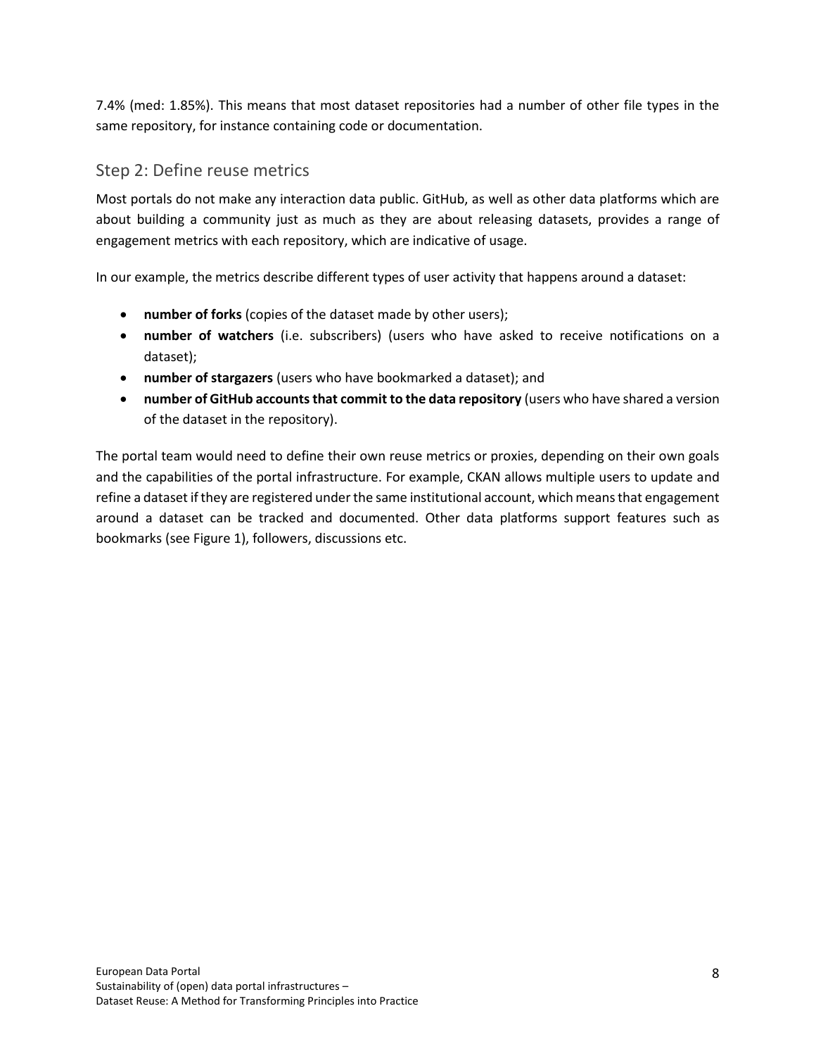7.4% (med: 1.85%). This means that most dataset repositories had a number of other file types in the same repository, for instance containing code or documentation.

## Step 2: Define reuse metrics

Most portals do not make any interaction data public. GitHub, as well as other data platforms which are about building a community just as much as they are about releasing datasets, provides a range of engagement metrics with each repository, which are indicative of usage.

In our example, the metrics describe different types of user activity that happens around a dataset:

- **number of forks** (copies of the dataset made by other users);
- **number of watchers** (i.e. subscribers) (users who have asked to receive notifications on a dataset);
- **number of stargazers** (users who have bookmarked a dataset); and
- **number of GitHub accounts that commit to the data repository** (users who have shared a version of the dataset in the repository).

The portal team would need to define their own reuse metrics or proxies, depending on their own goals and the capabilities of the portal infrastructure. For example, CKAN allows multiple users to update and refine a dataset if they are registered under the same institutional account, which means that engagement around a dataset can be tracked and documented. Other data platforms support features such as bookmarks (see Figure 1), followers, discussions etc.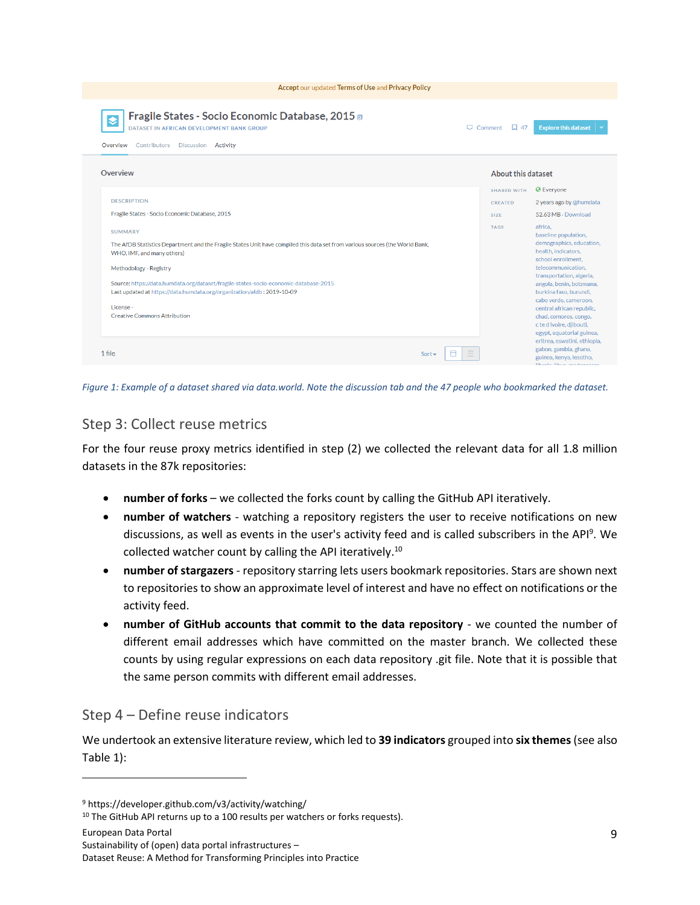*Figure 1: Example of a dataset shared via data.world. Note the discussion tab and the 47 people who bookmarked the dataset.*

## Step 3: Collect reuse metrics

For the four reuse proxy metrics identified in step (2) we collected the relevant data for all 1.8 million datasets in the 87k repositories:

- **number of forks** – we collected the forks count by calling the GitHub API iteratively.
- **number of watchers** - watching a repository registers the user to receive notifications on new discussions, as well as events in the user's activity feed and is called subscribers in the API[9]. We collected watcher count by calling the API iteratively.[10]
- **number of stargazers** - repository starring lets users bookmark repositories. Stars are shown next to repositories to show an approximate level of interest and have no effect on notifications or the activity feed.
- **number of GitHub accounts that commit to the data repository** - we counted the number of different email addresses which have committed on the master branch. We collected these counts by using regular expressions on each data repository .git file. Note that it is possible that the same person commits with different email addresses.

## Step 4 – Define reuse indicators

We undertook an extensive literature review, which led to **39 indicators** grouped into **six themes** (see also Table 1):

---

[9] https://developer.github.com/v3/activity/watching/

[10] The GitHub API returns up to a 100 results per watchers or forks requests).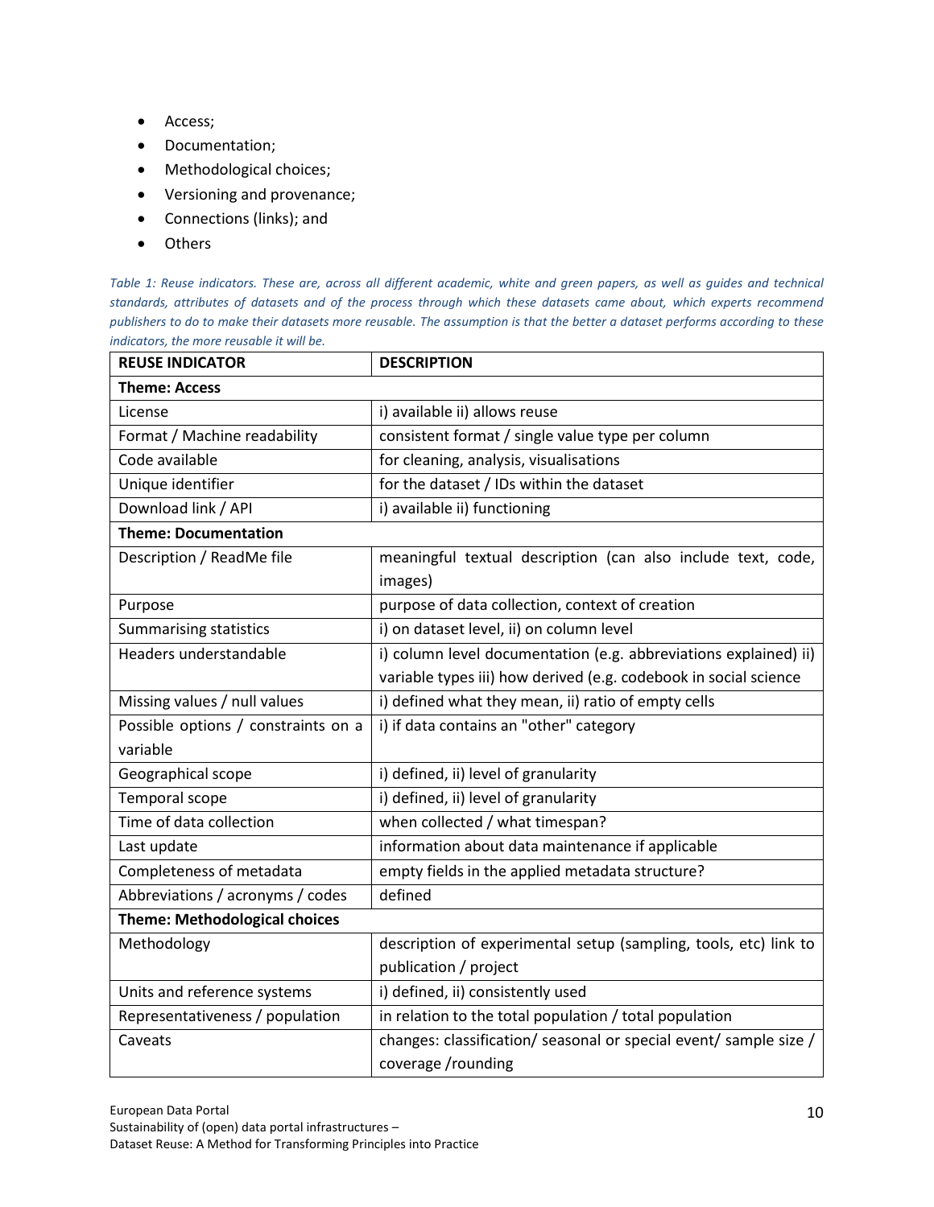- Access;
- Documentation;
- Methodological choices;
- Versioning and provenance;
- Connections (links); and
- Others

*Table 1: Reuse indicators. These are, across all different academic, white and green papers, as well as guides and technical standards, attributes of datasets and of the process through which these datasets came about, which experts recommend publishers to do to make their datasets more reusable. The assumption is that the better a dataset performs according to these indicators, the more reusable it will be.*

| REUSE INDICATOR | DESCRIPTION |
|---|---|
| **Theme: Access** | |
| License | i) available ii) allows reuse |
| Format / Machine readability | consistent format / single value type per column |
| Code available | for cleaning, analysis, visualisations |
| Unique identifier | for the dataset / IDs within the dataset |
| Download link / API | i) available ii) functioning |
| **Theme: Documentation** | |
| Description / ReadMe file | meaningful textual description (can also include text, code, images) |
| Purpose | purpose of data collection, context of creation |
| Summarising statistics | i) on dataset level, ii) on column level |
| Headers understandable | i) column level documentation (e.g. abbreviations explained) ii) variable types iii) how derived (e.g. codebook in social science |
| Missing values / null values | i) defined what they mean, ii) ratio of empty cells |
| Possible options / constraints on a variable | i) if data contains an "other" category |
| Geographical scope | i) defined, ii) level of granularity |
| Temporal scope | i) defined, ii) level of granularity |
| Time of data collection | when collected / what timespan? |
| Last update | information about data maintenance if applicable |
| Completeness of metadata | empty fields in the applied metadata structure? |
| Abbreviations / acronyms / codes | defined |
| **Theme: Methodological choices** | |
| Methodology | description of experimental setup (sampling, tools, etc) link to publication / project |
| Units and reference systems | i) defined, ii) consistently used |
| Representativeness / population | in relation to the total population / total population |
| Caveats | changes: classification/ seasonal or special event/ sample size / coverage /rounding |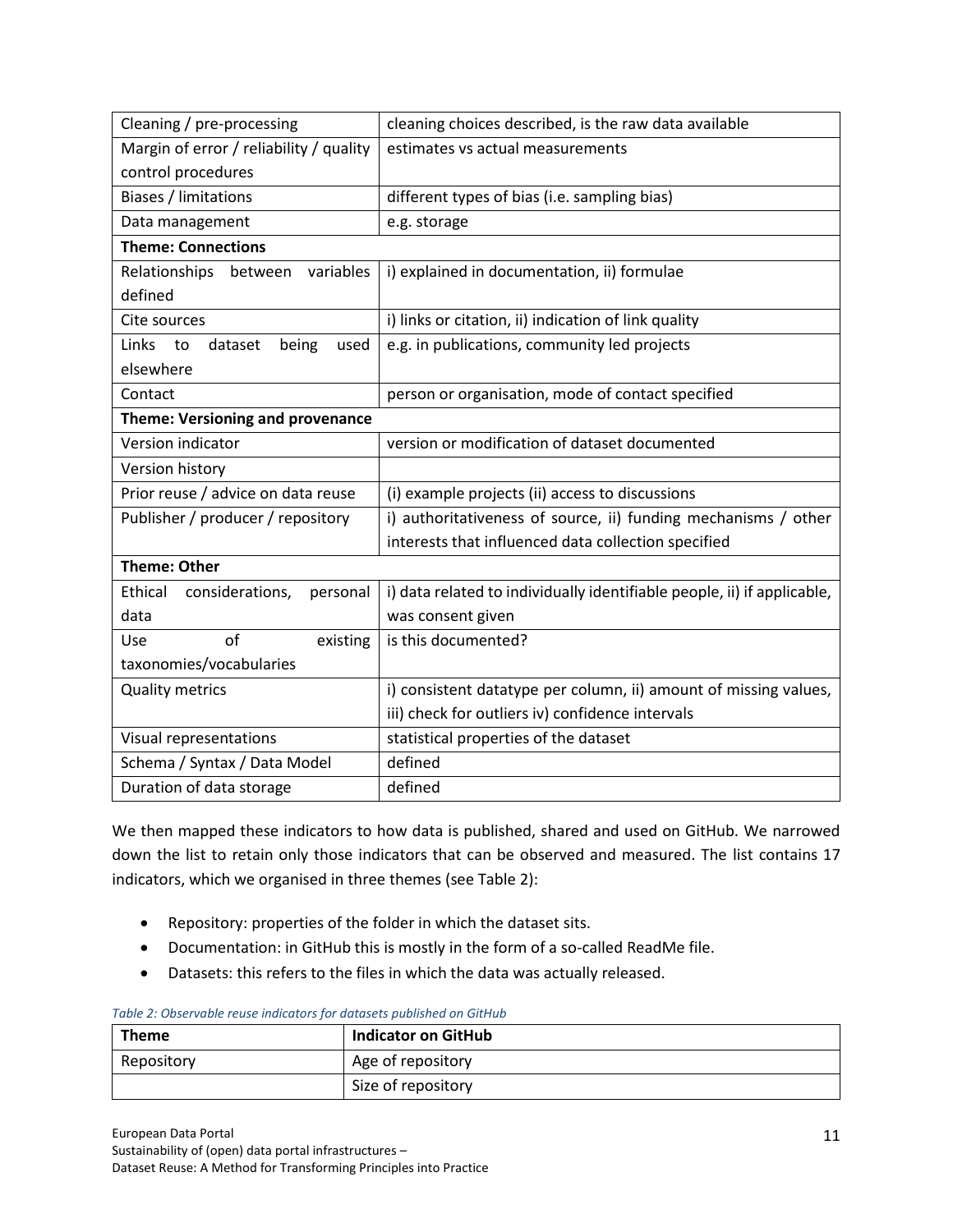| | |
|---|---|
| Cleaning / pre-processing | cleaning choices described, is the raw data available |
| Margin of error / reliability / quality control procedures | estimates vs actual measurements |
| Biases / limitations | different types of bias (i.e. sampling bias) |
| Data management | e.g. storage |
| **Theme: Connections** | |
| Relationships between variables defined | i) explained in documentation, ii) formulae |
| Cite sources | i) links or citation, ii) indication of link quality |
| Links to dataset being used elsewhere | e.g. in publications, community led projects |
| Contact | person or organisation, mode of contact specified |
| **Theme: Versioning and provenance** | |
| Version indicator | version or modification of dataset documented |
| Version history | |
| Prior reuse / advice on data reuse | (i) example projects (ii) access to discussions |
| Publisher / producer / repository | i) authoritativeness of source, ii) funding mechanisms / other interests that influenced data collection specified |
| **Theme: Other** | |
| Ethical considerations, personal data | i) data related to individually identifiable people, ii) if applicable, was consent given |
| Use of existing taxonomies/vocabularies | is this documented? |
| Quality metrics | i) consistent datatype per column, ii) amount of missing values, iii) check for outliers iv) confidence intervals |
| Visual representations | statistical properties of the dataset |
| Schema / Syntax / Data Model | defined |
| Duration of data storage | defined |

We then mapped these indicators to how data is published, shared and used on GitHub. We narrowed down the list to retain only those indicators that can be observed and measured. The list contains 17 indicators, which we organised in three themes (see Table 2):

- Repository: properties of the folder in which the dataset sits.
- Documentation: in GitHub this is mostly in the form of a so-called ReadMe file.
- Datasets: this refers to the files in which the data was actually released.

*Table 2: Observable reuse indicators for datasets published on GitHub*

| Theme | Indicator on GitHub |
|---|---|
| Repository | Age of repository |
| | Size of repository |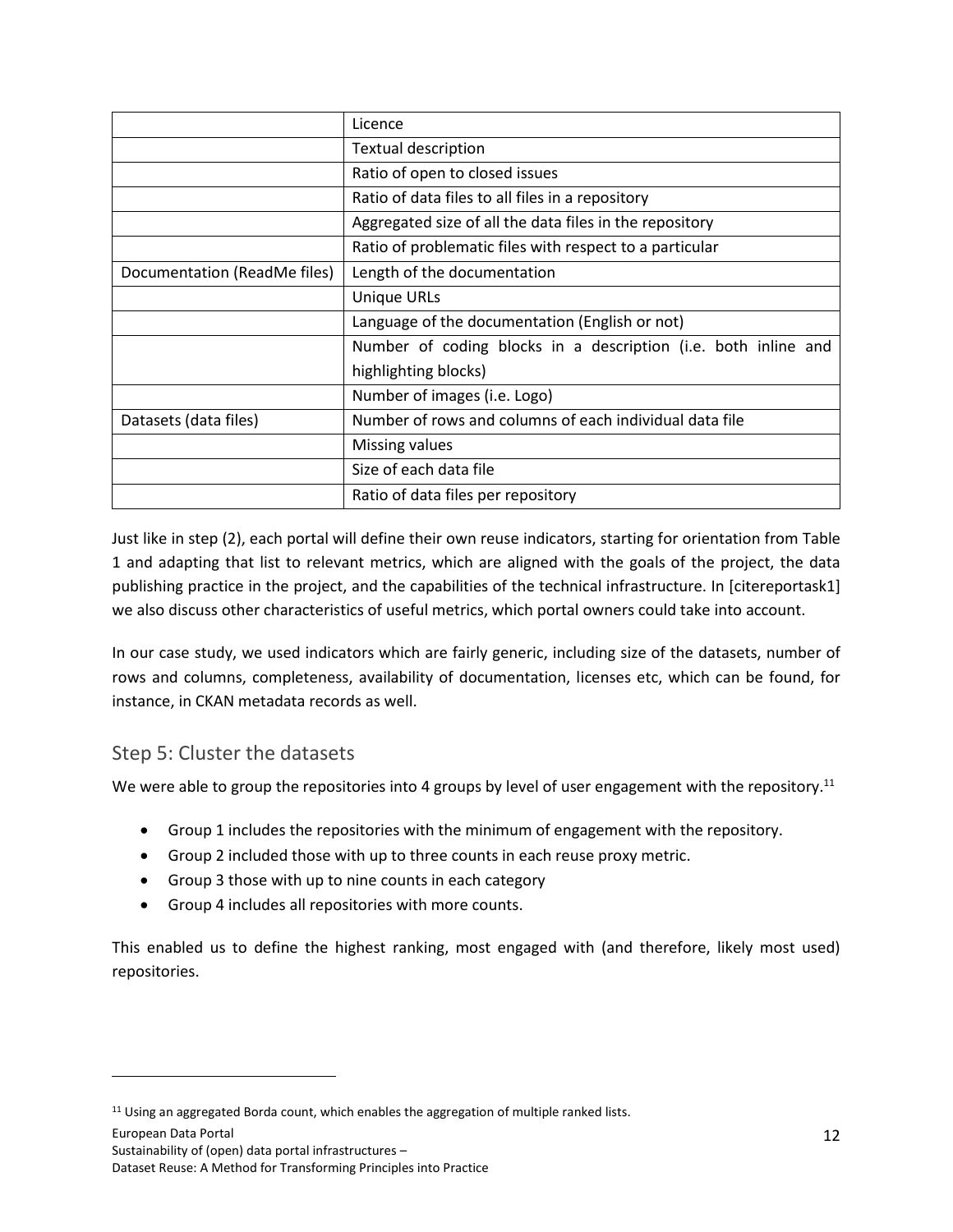| | |
|---|---|
| | Licence |
| | Textual description |
| | Ratio of open to closed issues |
| | Ratio of data files to all files in a repository |
| | Aggregated size of all the data files in the repository |
| | Ratio of problematic files with respect to a particular |
| Documentation (ReadMe files) | Length of the documentation |
| | Unique URLs |
| | Language of the documentation (English or not) |
| | Number of coding blocks in a description (i.e. both inline and highlighting blocks) |
| | Number of images (i.e. Logo) |
| Datasets (data files) | Number of rows and columns of each individual data file |
| | Missing values |
| | Size of each data file |
| | Ratio of data files per repository |

Just like in step (2), each portal will define their own reuse indicators, starting for orientation from Table 1 and adapting that list to relevant metrics, which are aligned with the goals of the project, the data publishing practice in the project, and the capabilities of the technical infrastructure. In [citereportask1] we also discuss other characteristics of useful metrics, which portal owners could take into account.

In our case study, we used indicators which are fairly generic, including size of the datasets, number of rows and columns, completeness, availability of documentation, licenses etc, which can be found, for instance, in CKAN metadata records as well.

## Step 5: Cluster the datasets

We were able to group the repositories into 4 groups by level of user engagement with the repository.[11]

- Group 1 includes the repositories with the minimum of engagement with the repository.
- Group 2 included those with up to three counts in each reuse proxy metric.
- Group 3 those with up to nine counts in each category
- Group 4 includes all repositories with more counts.

This enabled us to define the highest ranking, most engaged with (and therefore, likely most used) repositories.

[11] Using an aggregated Borda count, which enables the aggregation of multiple ranked lists.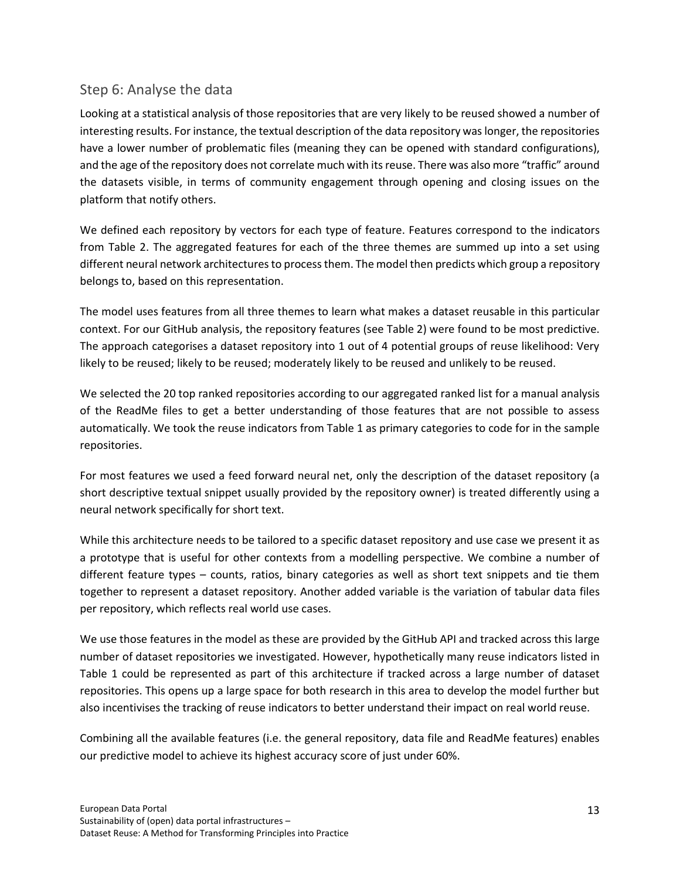## Step 6: Analyse the data

Looking at a statistical analysis of those repositories that are very likely to be reused showed a number of interesting results. For instance, the textual description of the data repository was longer, the repositories have a lower number of problematic files (meaning they can be opened with standard configurations), and the age of the repository does not correlate much with its reuse. There was also more "traffic" around the datasets visible, in terms of community engagement through opening and closing issues on the platform that notify others.

We defined each repository by vectors for each type of feature. Features correspond to the indicators from Table 2. The aggregated features for each of the three themes are summed up into a set using different neural network architectures to process them. The model then predicts which group a repository belongs to, based on this representation.

The model uses features from all three themes to learn what makes a dataset reusable in this particular context. For our GitHub analysis, the repository features (see Table 2) were found to be most predictive. The approach categorises a dataset repository into 1 out of 4 potential groups of reuse likelihood: Very likely to be reused; likely to be reused; moderately likely of be reused and unlikely to be reused.

We selected the 20 top ranked repositories according to our aggregated ranked list for a manual analysis of the ReadMe files to get a better understanding of those features that are not possible to assess automatically. We took the reuse indicators from Table 1 as primary categories to code for in the sample repositories.

For most features we used a feed forward neural net, only the description of the dataset repository (a short descriptive textual snippet usually provided by the repository owner) is treated differently using a neural network specifically for short text.

While this architecture needs to be tailored to a specific dataset repository and use case we present it as a prototype that is useful for other contexts from a modelling perspective. We combine a number of different feature types – counts, ratios, binary categories as well as short text snippets and tie them together to represent a dataset repository. Another added variable is the variation of tabular data files per repository, which reflects real world use cases.

We use those features in the model as these are provided by the GitHub API and tracked across this large number of dataset repositories we investigated. However, hypothetically many reuse indicators listed in Table 1 could be represented as part of this architecture if tracked across a large number of dataset repositories. This opens up a large space for both research in this area to develop the model further but also incentivises the tracking of reuse indicators to better understand their impact on real world reuse.

Combining all the available features (i.e. the general repository, data file and ReadMe features) enables our predictive model to achieve its highest accuracy score of just under 60%.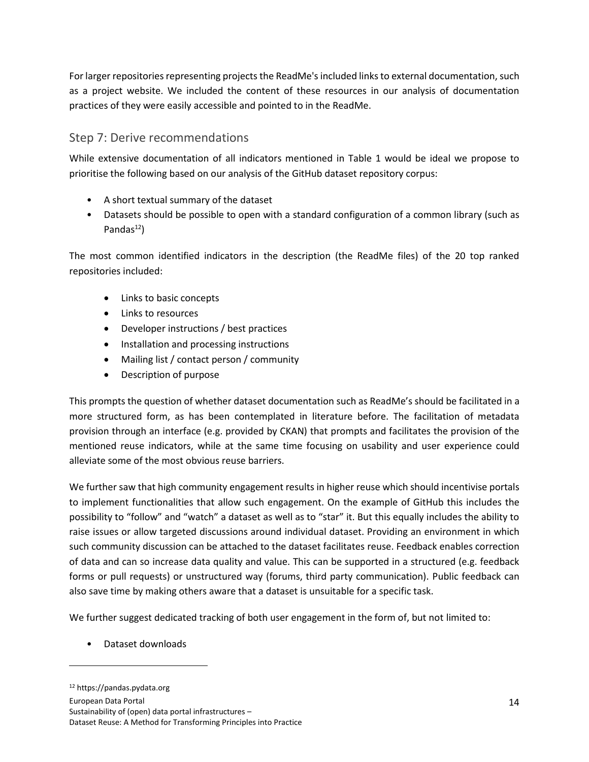For larger repositories representing projects the ReadMe's included links to external documentation, such as a project website. We included the content of these resources in our analysis of documentation practices of they were easily accessible and pointed to in the ReadMe.

## Step 7: Derive recommendations

While extensive documentation of all indicators mentioned in Table 1 would be ideal we propose to prioritise the following based on our analysis of the GitHub dataset repository corpus:

- A short textual summary of the dataset
- Datasets should be possible to open with a standard configuration of a common library (such as Pandas[12])

The most common identified indicators in the description (the ReadMe files) of the 20 top ranked repositories included:

- Links to basic concepts
- Links to resources
- Developer instructions / best practices
- Installation and processing instructions
- Mailing list / contact person / community
- Description of purpose

This prompts the question of whether dataset documentation such as ReadMe's should be facilitated in a more structured form, as has been contemplated in literature before. The facilitation of metadata provision through an interface (e.g. provided by CKAN) that prompts and facilitates the provision of the mentioned reuse indicators, while at the same time focusing on usability and user experience could alleviate some of the most obvious reuse barriers.

We further saw that high community engagement results in higher reuse which should incentivise portals to implement functionalities that allow such engagement. On the example of GitHub this includes the possibility to "follow" and "watch" a dataset as well as to "star" it. But this equally includes the ability to raise issues or allow targeted discussions around individual dataset. Providing an environment in which such community discussion can be attached to the dataset facilitates reuse. Feedback enables correction of data and can so increase data quality and value. This can be supported in a structured (e.g. feedback forms or pull requests) or unstructured way (forums, third party communication). Public feedback can also save time by making others aware that a dataset is unsuitable for a specific task.

We further suggest dedicated tracking of both user engagement in the form of, but not limited to:

- Dataset downloads

[12] https://pandas.pydata.org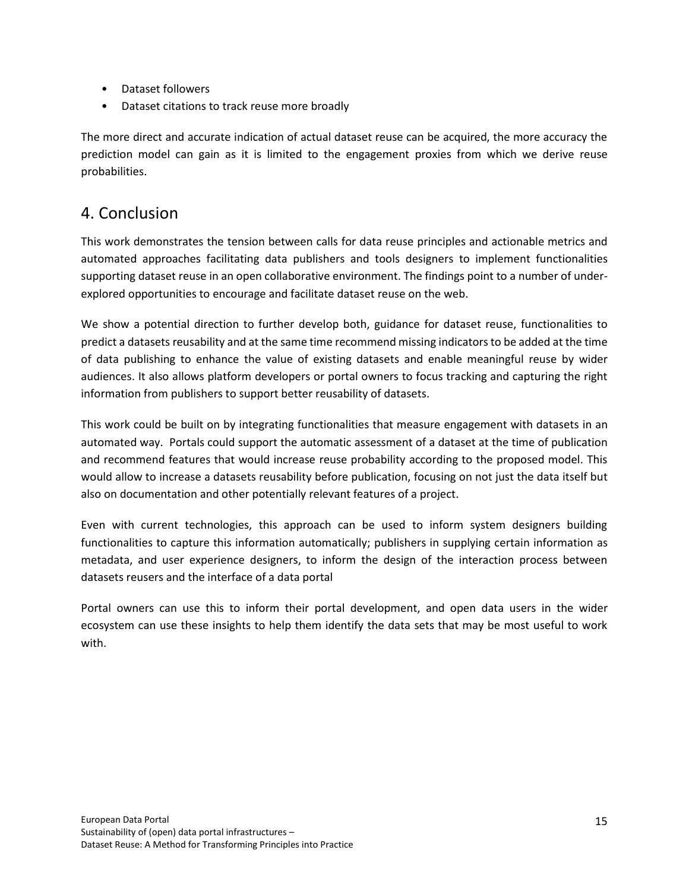- Dataset followers
- Dataset citations to track reuse more broadly

The more direct and accurate indication of actual dataset reuse can be acquired, the more accuracy the prediction model can gain as it is limited to the engagement proxies from which we derive reuse probabilities.

## 4. Conclusion

This work demonstrates the tension between calls for data reuse principles and actionable metrics and automated approaches facilitating data publishers and tools designers to implement functionalities supporting dataset reuse in an open collaborative environment. The findings point to a number of under-explored opportunities to encourage and facilitate dataset reuse on the web.

We show a potential direction to further develop both, guidance for dataset reuse, functionalities to predict a datasets reusability and at the same time recommend missing indicators to be added at the time of data publishing to enhance the value of existing datasets and enable meaningful reuse by wider audiences. It also allows platform developers or portal owners to focus tracking and capturing the right information from publishers to support better reusability of datasets.

This work could be built on by integrating functionalities that measure engagement with datasets in an automated way. Portals could support the automatic assessment of a dataset at the time of publication and recommend features that would increase reuse probability according to the proposed model. This would allow to increase a datasets reusability before publication, focusing on not just the data itself but also on documentation and other potentially relevant features of a project.

Even with current technologies, this approach can be used to inform system designers building functionalities to capture this information automatically; publishers in supplying certain information as metadata, and user experience designers, to inform the design of the interaction process between datasets reusers and the interface of a data portal

Portal owners can use this to inform their portal development, and open data users in the wider ecosystem can use these insights to help them identify the data sets that may be most useful to work with.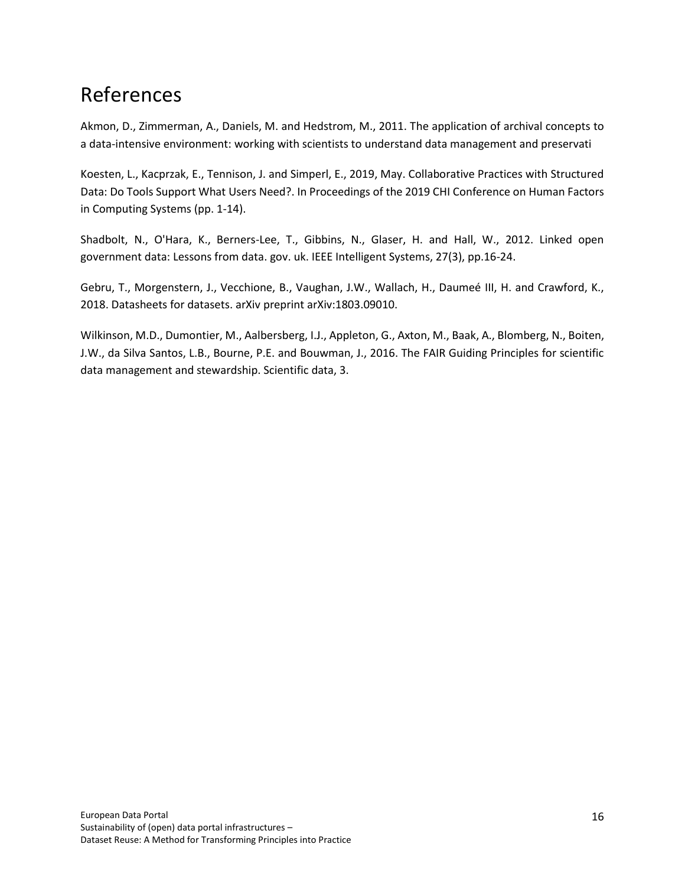# References

Akmon, D., Zimmerman, A., Daniels, M. and Hedstrom, M., 2011. The application of archival concepts to a data-intensive environment: working with scientists to understand data management and preservati

Koesten, L., Kacprzak, E., Tennison, J. and Simperl, E., 2019, May. Collaborative Practices with Structured Data: Do Tools Support What Users Need?. In Proceedings of the 2019 CHI Conference on Human Factors in Computing Systems (pp. 1-14).

Shadbolt, N., O'Hara, K., Berners-Lee, T., Gibbins, N., Glaser, H. and Hall, W., 2012. Linked open government data: Lessons from data. gov. uk. IEEE Intelligent Systems, 27(3), pp.16-24.

Gebru, T., Morgenstern, J., Vecchione, B., Vaughan, J.W., Wallach, H., Daumeé III, H. and Crawford, K., 2018. Datasheets for datasets. arXiv preprint arXiv:1803.09010.

Wilkinson, M.D., Dumontier, M., Aalbersberg, I.J., Appleton, G., Axton, M., Baak, A., Blomberg, N., Boiten, J.W., da Silva Santos, L.B., Bourne, P.E. and Bouwman, J., 2016. The FAIR Guiding Principles for scientific data management and stewardship. Scientific data, 3.